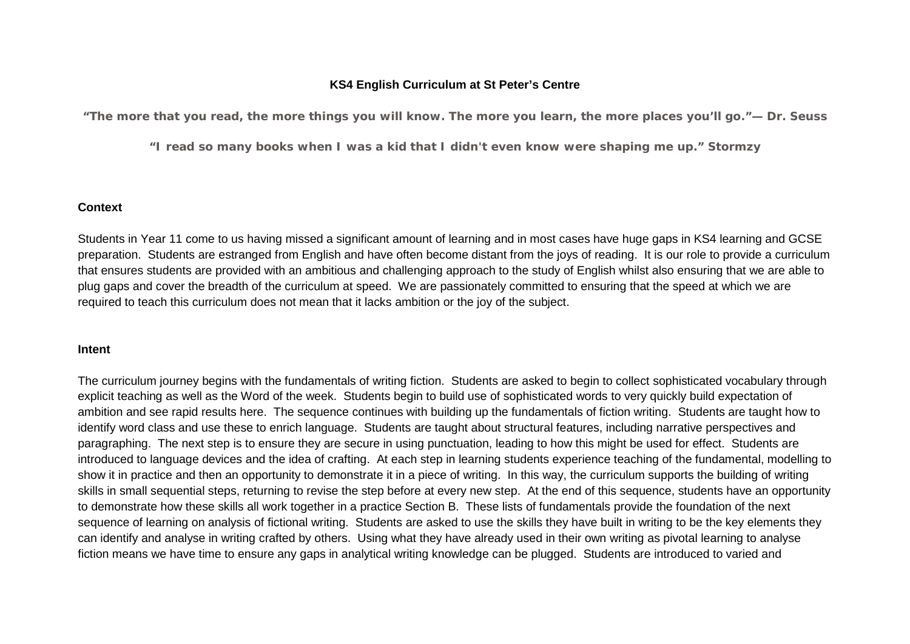# KS4 English Curriculum at St Peter's Centre

**"The more that you read, the more things you will know. The more you learn, the more places you'll go."— Dr. Seuss**

**"I read so many books when I was a kid that I didn't even know were shaping me up." Stormzy**

## Context

Students in Year 11 come to us having missed a significant amount of learning and in most cases have huge gaps in KS4 learning and GCSE preparation. Students are estranged from English and have often become distant from the joys of reading. It is our role to provide a curriculum that ensures students are provided with an ambitious and challenging approach to the study of English whilst also ensuring that we are able to plug gaps and cover the breadth of the curriculum at speed. We are passionately committed to ensuring that the speed at which we are required to teach this curriculum does not mean that it lacks ambition or the joy of the subject.

## Intent

The curriculum journey begins with the fundamentals of writing fiction. Students are asked to begin to collect sophisticated vocabulary through explicit teaching as well as the Word of the week. Students begin to build use of sophisticated words to very quickly build expectation of ambition and see rapid results here. The sequence continues with building up the fundamentals of fiction writing. Students are taught how to identify word class and use these to enrich language. Students are taught about structural features, including narrative perspectives and paragraphing. The next step is to ensure they are secure in using punctuation, leading to how this might be used for effect. Students are introduced to language devices and the idea of crafting. At each step in learning students experience teaching of the fundamental, modelling to show it in practice and then an opportunity to demonstrate it in a piece of writing. In this way, the curriculum supports the building of writing skills in small sequential steps, returning to revise the step before at every new step. At the end of this sequence, students have an opportunity to demonstrate how these skills all work together in a practice Section B. These lists of fundamentals provide the foundation of the next sequence of learning on analysis of fictional writing. Students are asked to use the skills they have built in writing to be the key elements they can identify and analyse in writing crafted by others. Using what they have already used in their own writing as pivotal learning to analyse fiction means we have time to ensure any gaps in analytical writing knowledge can be plugged. Students are introduced to varied and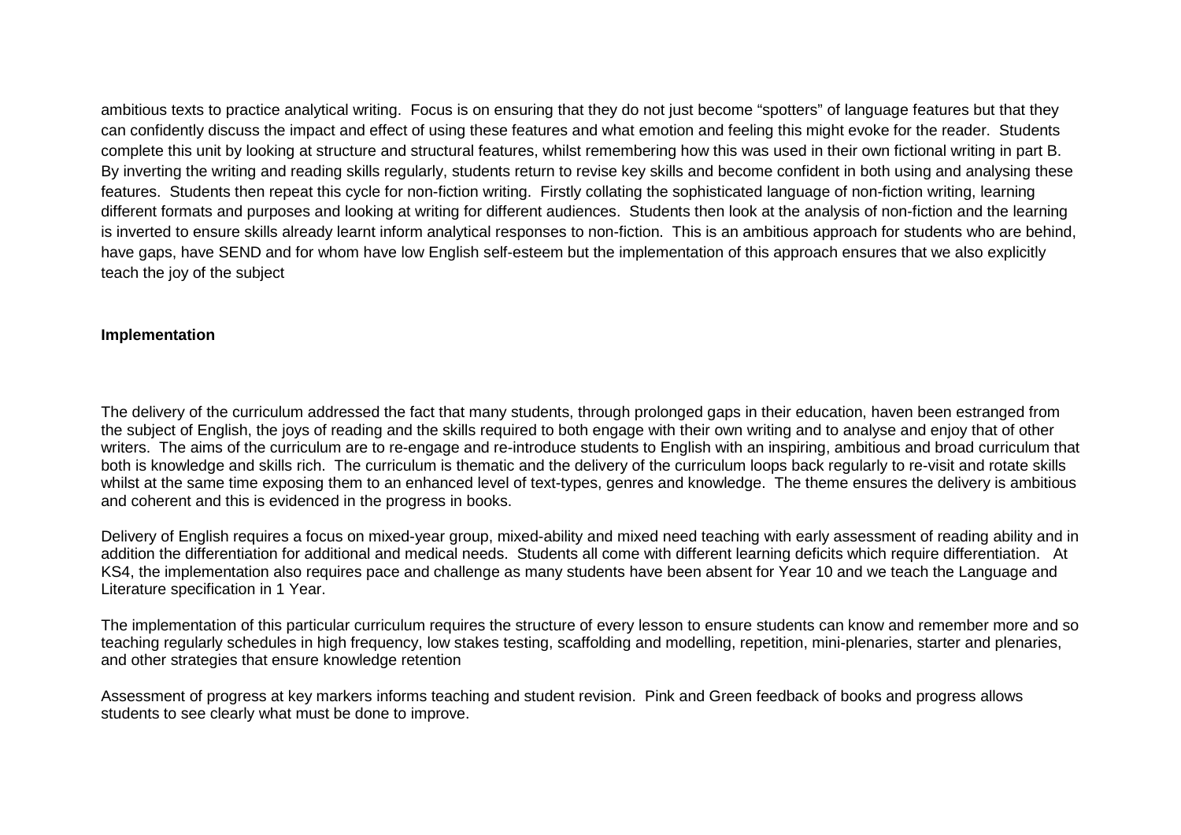ambitious texts to practice analytical writing. Focus is on ensuring that they do not just become "spotters" of language features but that they can confidently discuss the impact and effect of using these features and what emotion and feeling this might evoke for the reader. Students complete this unit by looking at structure and structural features, whilst remembering how this was used in their own fictional writing in part B. By inverting the writing and reading skills regularly, students return to revise key skills and become confident in both using and analysing these features. Students then repeat this cycle for non-fiction writing. Firstly collating the sophisticated language of non-fiction writing, learning different formats and purposes and looking at writing for different audiences. Students then look at the analysis of non-fiction and the learning is inverted to ensure skills already learnt inform analytical responses to non-fiction. This is an ambitious approach for students who are behind, have gaps, have SEND and for whom have low English self-esteem but the implementation of this approach ensures that we also explicitly teach the joy of the subject

**Implementation**

The delivery of the curriculum addressed the fact that many students, through prolonged gaps in their education, haven been estranged from the subject of English, the joys of reading and the skills required to both engage with their own writing and to analyse and enjoy that of other writers. The aims of the curriculum are to re-engage and re-introduce students to English with an inspiring, ambitious and broad curriculum that both is knowledge and skills rich. The curriculum is thematic and the delivery of the curriculum loops back regularly to re-visit and rotate skills whilst at the same time exposing them to an enhanced level of text-types, genres and knowledge. The theme ensures the delivery is ambitious and coherent and this is evidenced in the progress in books.

Delivery of English requires a focus on mixed-year group, mixed-ability and mixed need teaching with early assessment of reading ability and in addition the differentiation for additional and medical needs. Students all come with different learning deficits which require differentiation. At KS4, the implementation also requires pace and challenge as many students have been absent for Year 10 and we teach the Language and Literature specification in 1 Year.

The implementation of this particular curriculum requires the structure of every lesson to ensure students can know and remember more and so teaching regularly schedules in high frequency, low stakes testing, scaffolding and modelling, repetition, mini-plenaries, starter and plenaries, and other strategies that ensure knowledge retention

Assessment of progress at key markers informs teaching and student revision. Pink and Green feedback of books and progress allows students to see clearly what must be done to improve.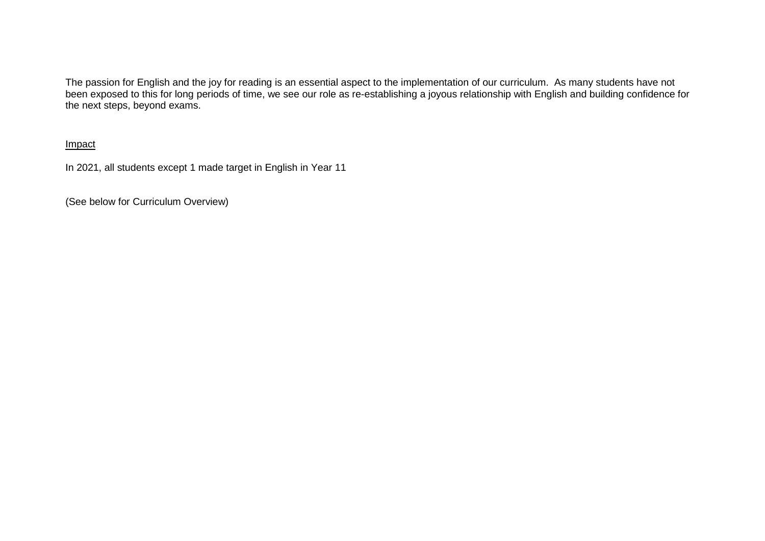The passion for English and the joy for reading is an essential aspect to the implementation of our curriculum. As many students have not been exposed to this for long periods of time, we see our role as re-establishing a joyous relationship with English and building confidence for the next steps, beyond exams.

<u>Impact</u>

In 2021, all students except 1 made target in English in Year 11

(See below for Curriculum Overview)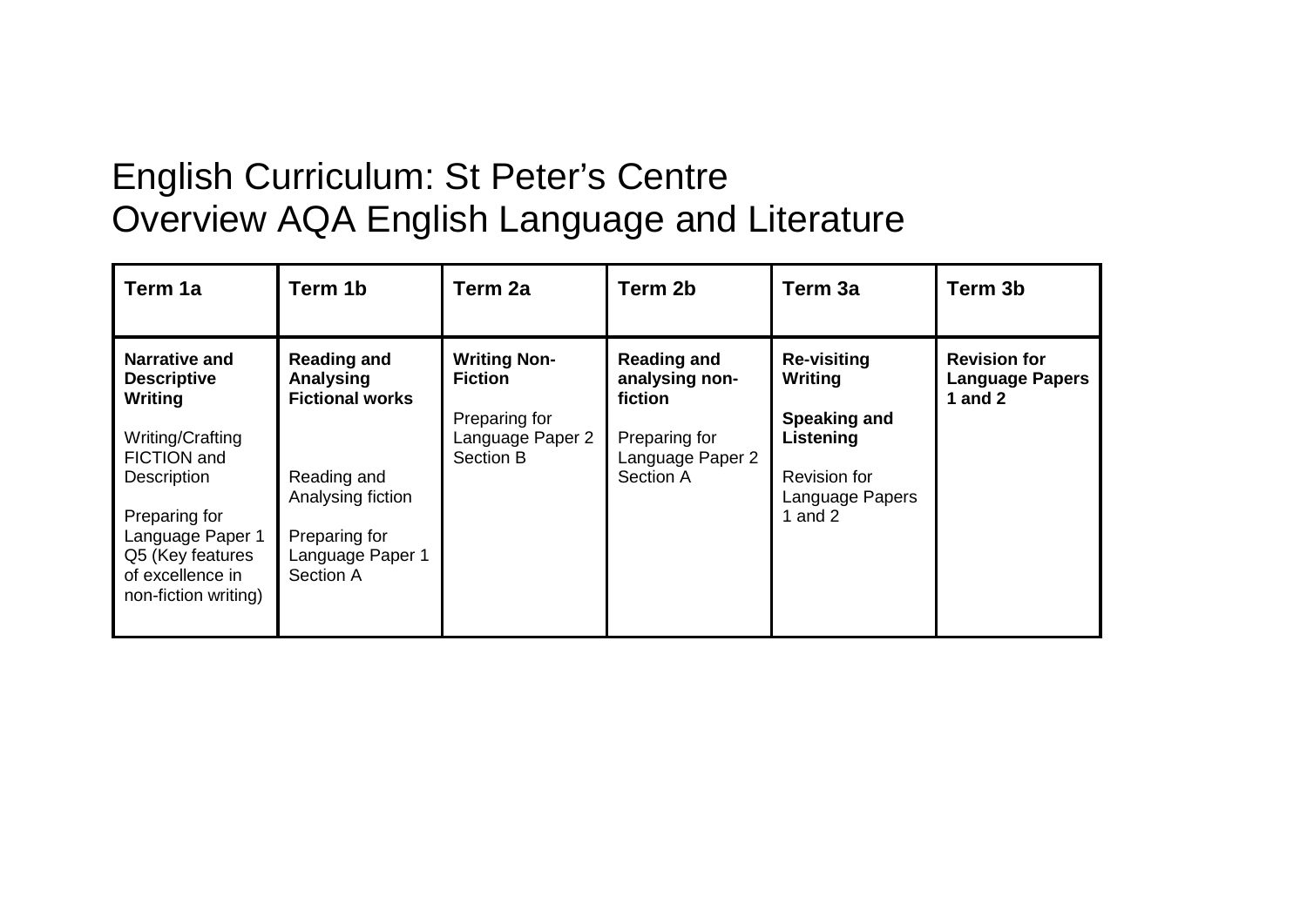# English Curriculum: St Peter's Centre
# Overview AQA English Language and Literature

| Term 1a | Term 1b | Term 2a | Term 2b | Term 3a | Term 3b |
|---|---|---|---|---|---|
| **Narrative and Descriptive Writing**<br><br>Writing/Crafting FICTION and Description<br><br>Preparing for Language Paper 1 Q5 (Key features of excellence in non-fiction writing) | **Reading and Analysing Fictional works**<br><br>Reading and Analysing fiction<br><br>Preparing for Language Paper 1 Section A | **Writing Non-Fiction**<br><br>Preparing for Language Paper 2 Section B | **Reading and analysing non-fiction**<br><br>Preparing for Language Paper 2 Section A | **Re-visiting Writing**<br><br>**Speaking and Listening**<br><br>Revision for Language Papers 1 and 2 | **Revision for Language Papers 1 and 2** |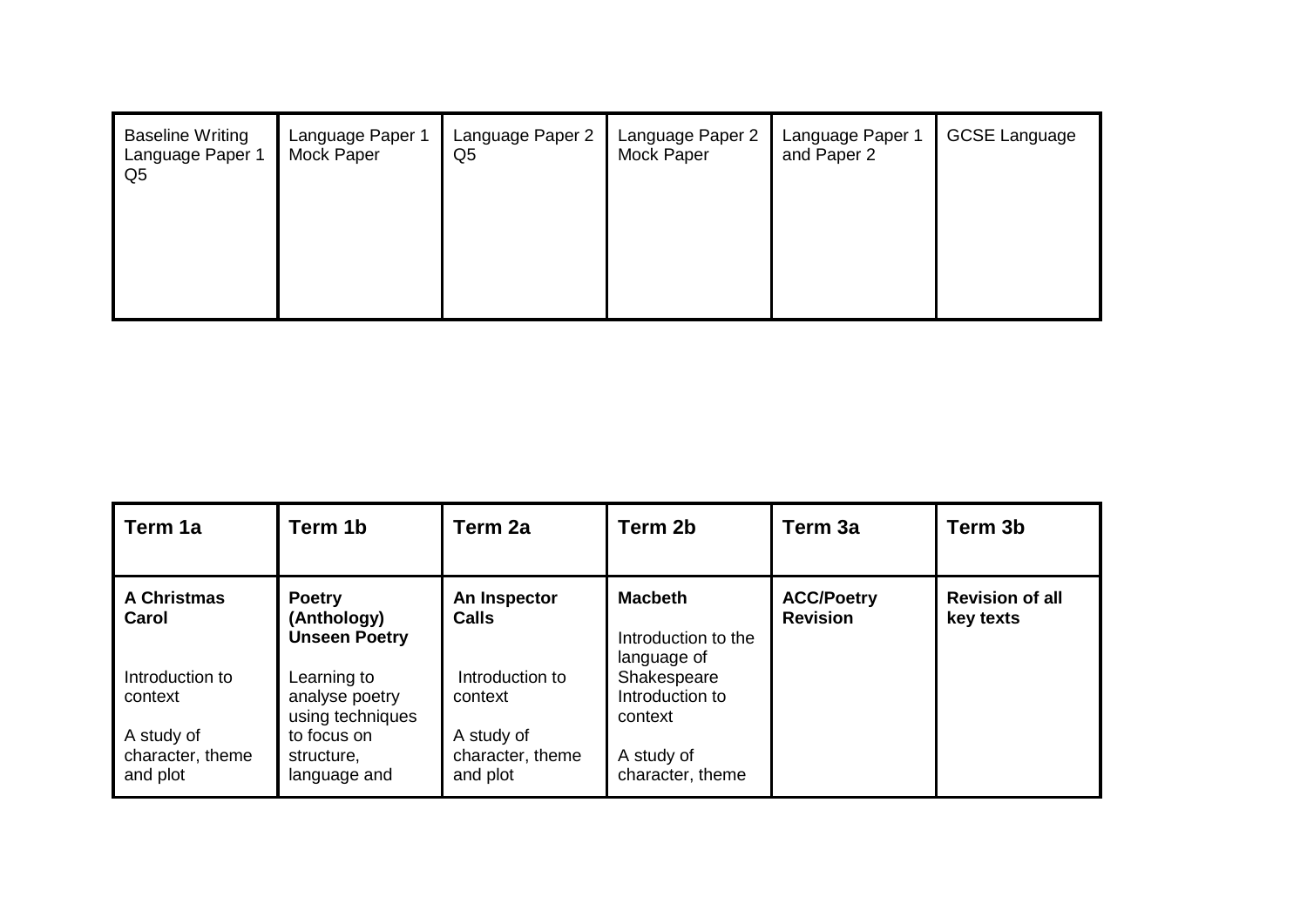| Baseline Writing Language Paper 1 Q5 | Language Paper 1 Mock Paper | Language Paper 2 Q5 | Language Paper 2 Mock Paper | Language Paper 1 and Paper 2 | GCSE Language |
|---|---|---|---|---|---|

| Term 1a | Term 1b | Term 2a | Term 2b | Term 3a | Term 3b |
|---|---|---|---|---|---|
| **A Christmas Carol**<br><br>Introduction to context<br><br>A study of character, theme and plot | **Poetry (Anthology)**<br>**Unseen Poetry**<br><br>Learning to analyse poetry using techniques to focus on structure, language and | **An Inspector Calls**<br><br>Introduction to context<br><br>A study of character, theme and plot | **Macbeth**<br><br>Introduction to the language of Shakespeare<br>Introduction to context<br><br>A study of character, theme | **ACC/Poetry Revision** | **Revision of all key texts** |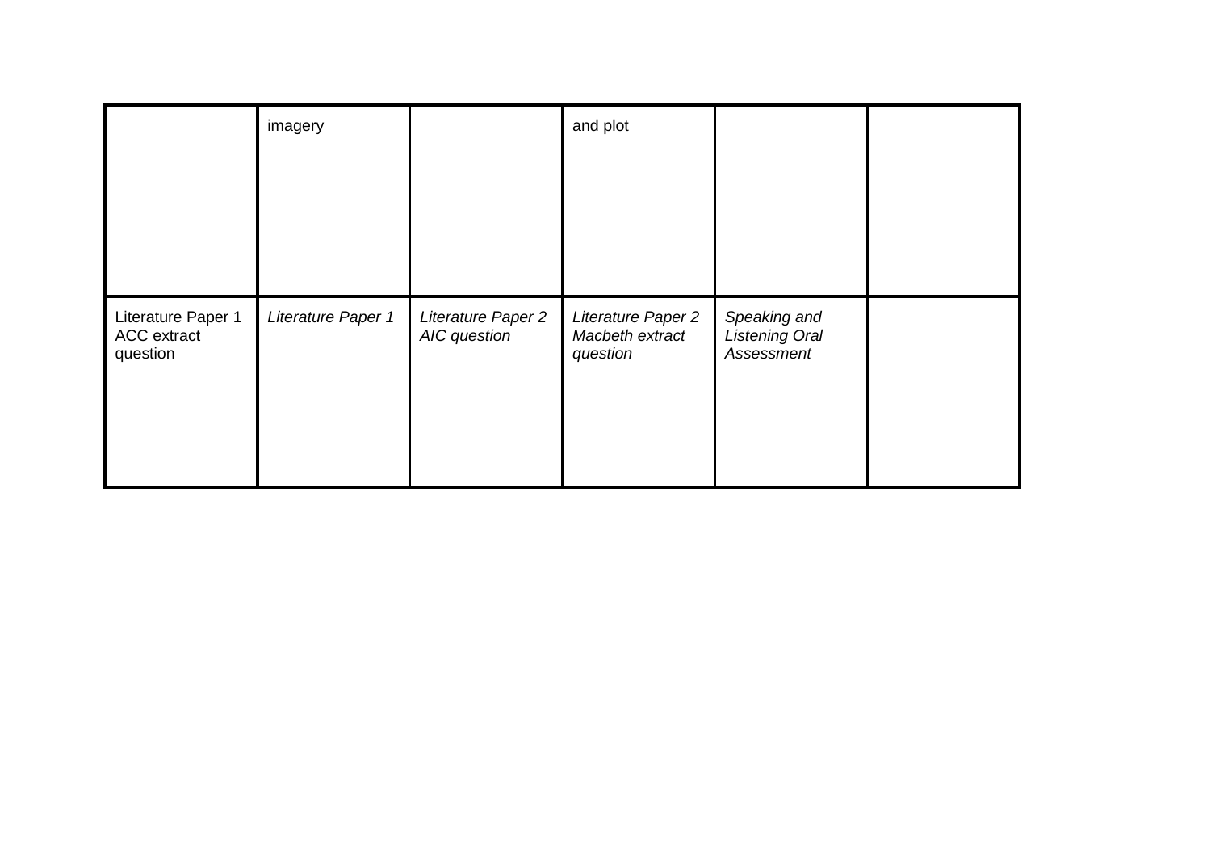| | | | | | |
|---|---|---|---|---|---|
| | imagery | | and plot | | |
| Literature Paper 1 ACC extract question | *Literature Paper 1* | *Literature Paper 2 AIC question* | *Literature Paper 2 Macbeth extract question* | *Speaking and Listening Oral Assessment* | |